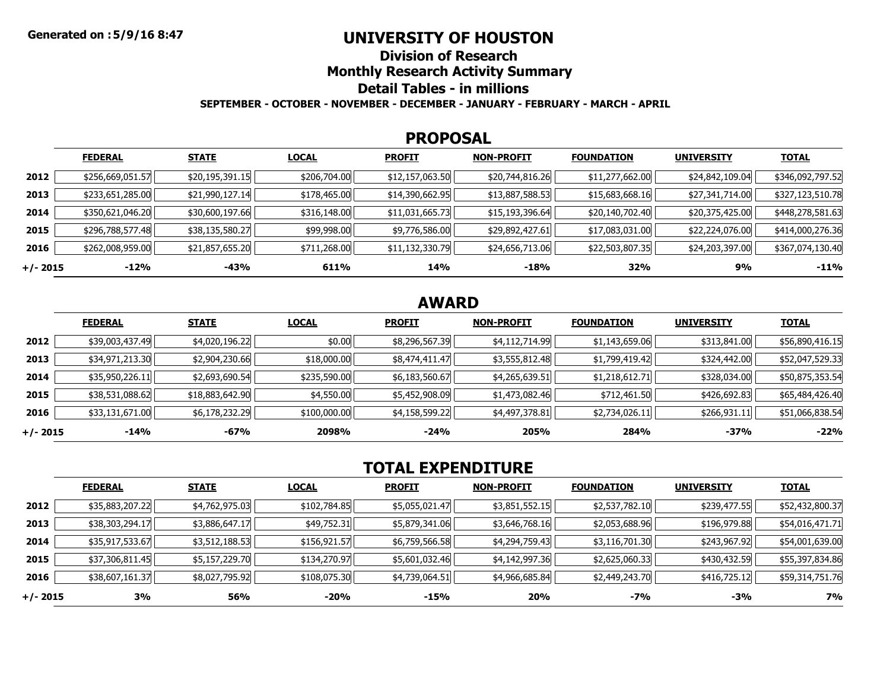Generated on :5/9/16 8:47

# UNIVERSITY OF HOUSTON

## Division of Research

## Monthly Research Activity Summary

## Detail Tables - in millions

**SEPTEMBER - OCTOBER - NOVEMBER - DECEMBER - JANUARY - FEBRUARY - MARCH - APRIL**

## PROPOSAL

| | FEDERAL | STATE | LOCAL | PROFIT | NON-PROFIT | FOUNDATION | UNIVERSITY | TOTAL |
|---|---|---|---|---|---|---|---|---|
| 2012 | $256,669,051.57 | $20,195,391.15 | $206,704.00 | $12,157,063.50 | $20,744,816.26 | $11,277,662.00 | $24,842,109.04 | $346,092,797.52 |
| 2013 | $233,651,285.00 | $21,990,127.14 | $178,465.00 | $14,390,662.95 | $13,887,588.53 | $15,683,668.16 | $27,341,714.00 | $327,123,510.78 |
| 2014 | $350,621,046.20 | $30,600,197.66 | $316,148.00 | $11,031,665.73 | $15,193,396.64 | $20,140,702.40 | $20,375,425.00 | $448,278,581.63 |
| 2015 | $296,788,577.48 | $38,135,580.27 | $99,998.00 | $9,776,586.00 | $29,892,427.61 | $17,083,031.00 | $22,224,076.00 | $414,000,276.36 |
| 2016 | $262,008,959.00 | $21,857,655.20 | $711,268.00 | $11,132,330.79 | $24,656,713.06 | $22,503,807.35 | $24,203,397.00 | $367,074,130.40 |
| **+/- 2015** | **-12%** | **-43%** | **611%** | **14%** | **-18%** | **32%** | **9%** | **-11%** |

## AWARD

| | FEDERAL | STATE | LOCAL | PROFIT | NON-PROFIT | FOUNDATION | UNIVERSITY | TOTAL |
|---|---|---|---|---|---|---|---|---|
| 2012 | $39,003,437.49 | $4,020,196.22 | $0.00 | $8,296,567.39 | $4,112,714.99 | $1,143,659.06 | $313,841.00 | $56,890,416.15 |
| 2013 | $34,971,213.30 | $2,904,230.66 | $18,000.00 | $8,474,411.47 | $3,555,812.48 | $1,799,419.42 | $324,442.00 | $52,047,529.33 |
| 2014 | $35,950,226.11 | $2,693,690.54 | $235,590.00 | $6,183,560.67 | $4,265,639.51 | $1,218,612.71 | $328,034.00 | $50,875,353.54 |
| 2015 | $38,531,088.62 | $18,883,642.90 | $4,550.00 | $5,452,908.09 | $1,473,082.46 | $712,461.50 | $426,692.83 | $65,484,426.40 |
| 2016 | $33,131,671.00 | $6,178,232.29 | $100,000.00 | $4,158,599.22 | $4,497,378.81 | $2,734,026.11 | $266,931.11 | $51,066,838.54 |
| **+/- 2015** | **-14%** | **-67%** | **2098%** | **-24%** | **205%** | **284%** | **-37%** | **-22%** |

## TOTAL EXPENDITURE

| | FEDERAL | STATE | LOCAL | PROFIT | NON-PROFIT | FOUNDATION | UNIVERSITY | TOTAL |
|---|---|---|---|---|---|---|---|---|
| 2012 | $35,883,207.22 | $4,762,975.03 | $102,784.85 | $5,055,021.47 | $3,851,552.15 | $2,537,782.10 | $239,477.55 | $52,432,800.37 |
| 2013 | $38,303,294.17 | $3,886,647.17 | $49,752.31 | $5,879,341.06 | $3,646,768.16 | $2,053,688.96 | $196,979.88 | $54,016,471.71 |
| 2014 | $35,917,533.67 | $3,512,188.53 | $156,921.57 | $6,759,566.58 | $4,294,759.43 | $3,116,701.30 | $243,967.92 | $54,001,639.00 |
| 2015 | $37,306,811.45 | $5,157,229.70 | $134,270.97 | $5,601,032.46 | $4,142,997.36 | $2,625,060.33 | $430,432.59 | $55,397,834.86 |
| 2016 | $38,607,161.37 | $8,027,795.92 | $108,075.30 | $4,739,064.51 | $4,966,685.84 | $2,449,243.70 | $416,725.12 | $59,314,751.76 |
| **+/- 2015** | **3%** | **56%** | **-20%** | **-15%** | **20%** | **-7%** | **-3%** | **7%** |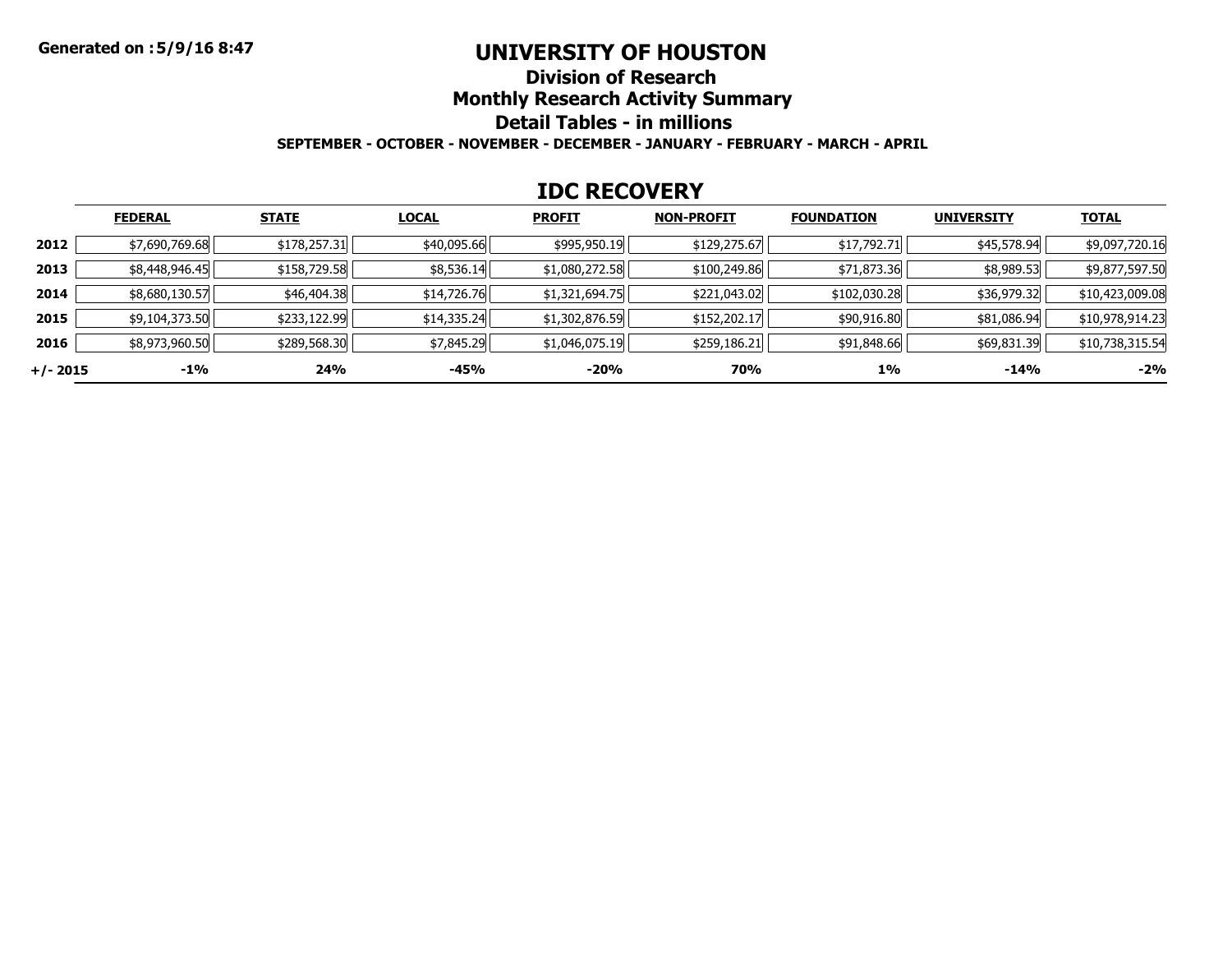Generated on :5/9/16 8:47

# UNIVERSITY OF HOUSTON

## Division of Research

## Monthly Research Activity Summary

## Detail Tables - in millions

**SEPTEMBER - OCTOBER - NOVEMBER - DECEMBER - JANUARY - FEBRUARY - MARCH - APRIL**

## IDC RECOVERY

| | FEDERAL | STATE | LOCAL | PROFIT | NON-PROFIT | FOUNDATION | UNIVERSITY | TOTAL |
|---|---|---|---|---|---|---|---|---|
| **2012** | $7,690,769.68 | $178,257.31 | $40,095.66 | $995,950.19 | $129,275.67 | $17,792.71 | $45,578.94 | $9,097,720.16 |
| **2013** | $8,448,946.45 | $158,729.58 | $8,536.14 | $1,080,272.58 | $100,249.86 | $71,873.36 | $8,989.53 | $9,877,597.50 |
| **2014** | $8,680,130.57 | $46,404.38 | $14,726.76 | $1,321,694.75 | $221,043.02 | $102,030.28 | $36,979.32 | $10,423,009.08 |
| **2015** | $9,104,373.50 | $233,122.99 | $14,335.24 | $1,302,876.59 | $152,202.17 | $90,916.80 | $81,086.94 | $10,978,914.23 |
| **2016** | $8,973,960.50 | $289,568.30 | $7,845.29 | $1,046,075.19 | $259,186.21 | $91,848.66 | $69,831.39 | $10,738,315.54 |
| **+/- 2015** | **-1%** | **24%** | **-45%** | **-20%** | **70%** | **1%** | **-14%** | **-2%** |